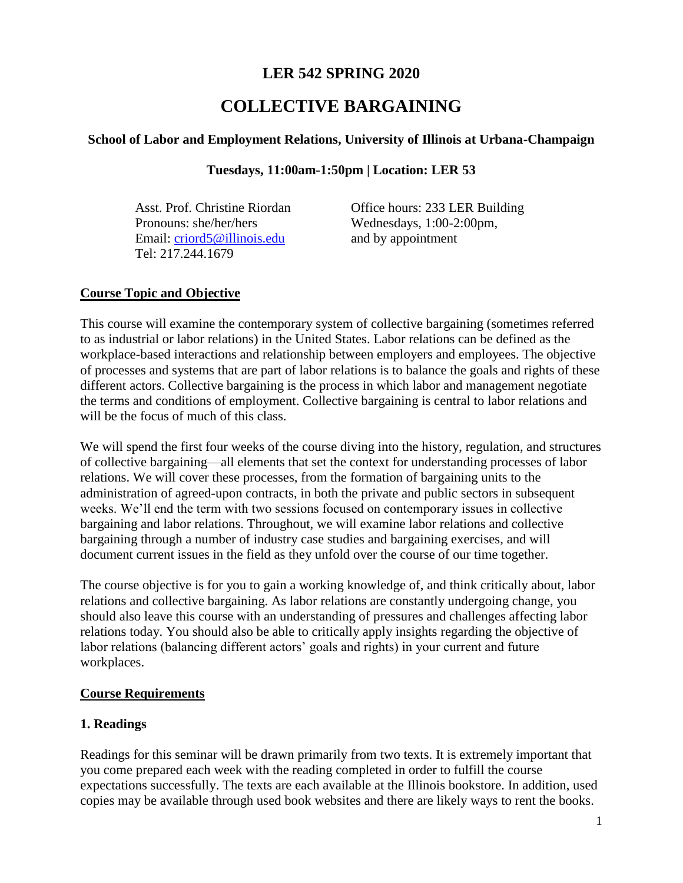# LER 542 SPRING 2020

# COLLECTIVE BARGAINING

**School of Labor and Employment Relations, University of Illinois at Urbana-Champaign**

**Tuesdays, 11:00am-1:50pm | Location: LER 53**

Asst. Prof. Christine Riordan
Pronouns: she/her/hers
Email: [criord5@illinois.edu](mailto:criord5@illinois.edu)
Tel: 217.244.1679

Office hours: 233 LER Building
Wednesdays, 1:00-2:00pm,
and by appointment

## Course Topic and Objective

This course will examine the contemporary system of collective bargaining (sometimes referred to as industrial or labor relations) in the United States. Labor relations can be defined as the workplace-based interactions and relationship between employers and employees. The objective of processes and systems that are part of labor relations is to balance the goals and rights of these different actors. Collective bargaining is the process in which labor and management negotiate the terms and conditions of employment. Collective bargaining is central to labor relations and will be the focus of much of this class.

We will spend the first four weeks of the course diving into the history, regulation, and structures of collective bargaining—all elements that set the context for understanding processes of labor relations. We will cover these processes, from the formation of bargaining units to the administration of agreed-upon contracts, in both the private and public sectors in subsequent weeks. We'll end the term with two sessions focused on contemporary issues in collective bargaining and labor relations. Throughout, we will examine labor relations and collective bargaining through a number of industry case studies and bargaining exercises, and will document current issues in the field as they unfold over the course of our time together.

The course objective is for you to gain a working knowledge of, and think critically about, labor relations and collective bargaining. As labor relations are constantly undergoing change, you should also leave this course with an understanding of pressures and challenges affecting labor relations today. You should also be able to critically apply insights regarding the objective of labor relations (balancing different actors' goals and rights) in your current and future workplaces.

## Course Requirements

### 1. Readings

Readings for this seminar will be drawn primarily from two texts. It is extremely important that you come prepared each week with the reading completed in order to fulfill the course expectations successfully. The texts are each available at the Illinois bookstore. In addition, used copies may be available through used book websites and there are likely ways to rent the books.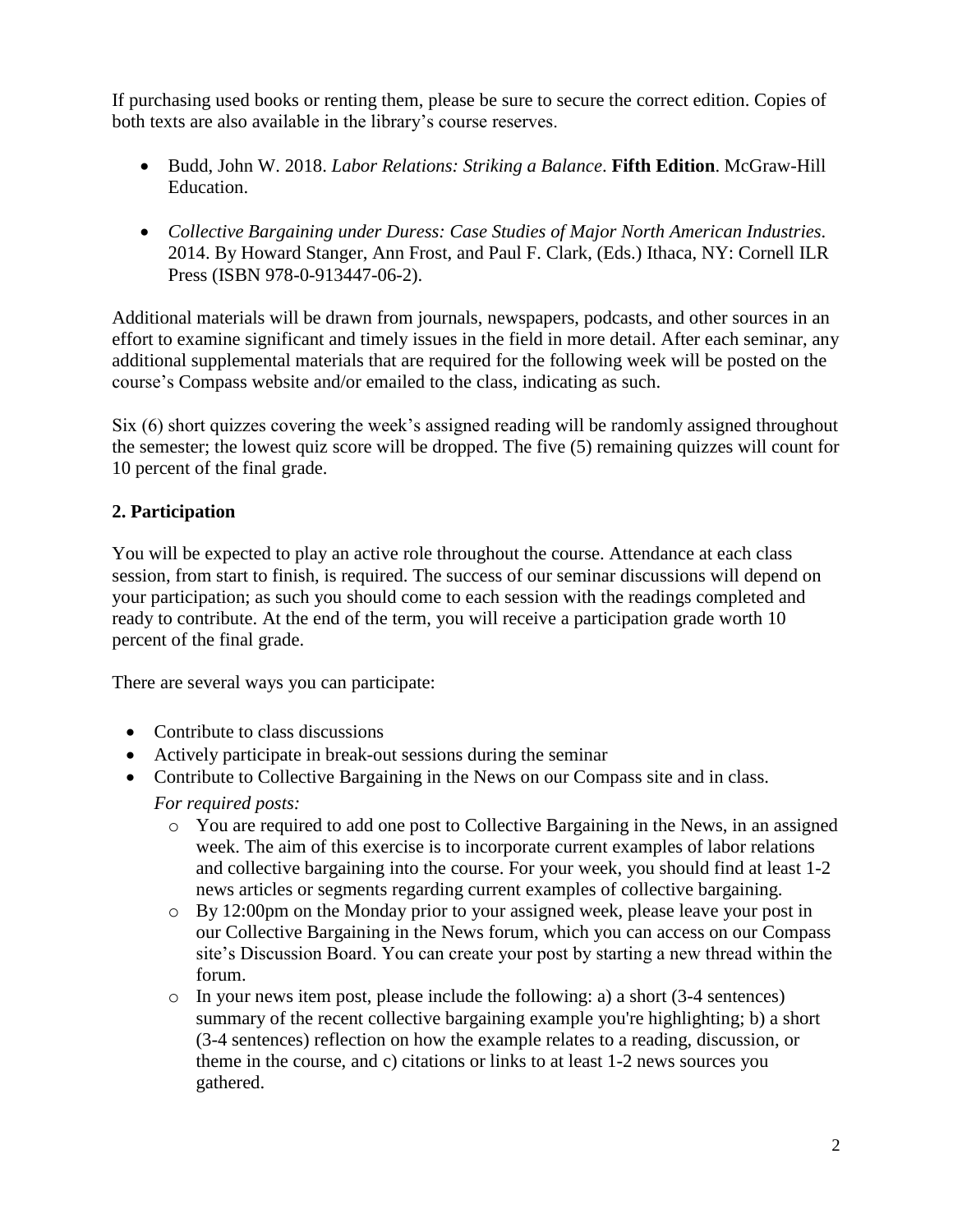If purchasing used books or renting them, please be sure to secure the correct edition. Copies of both texts are also available in the library's course reserves.

- Budd, John W. 2018. *Labor Relations: Striking a Balance*. **Fifth Edition**. McGraw-Hill Education.
- *Collective Bargaining under Duress: Case Studies of Major North American Industries*. 2014. By Howard Stanger, Ann Frost, and Paul F. Clark, (Eds.) Ithaca, NY: Cornell ILR Press (ISBN 978-0-913447-06-2).

Additional materials will be drawn from journals, newspapers, podcasts, and other sources in an effort to examine significant and timely issues in the field in more detail. After each seminar, any additional supplemental materials that are required for the following week will be posted on the course's Compass website and/or emailed to the class, indicating as such.

Six (6) short quizzes covering the week's assigned reading will be randomly assigned throughout the semester; the lowest quiz score will be dropped. The five (5) remaining quizzes will count for 10 percent of the final grade.

### 2. Participation

You will be expected to play an active role throughout the course. Attendance at each class session, from start to finish, is required. The success of our seminar discussions will depend on your participation; as such you should come to each session with the readings completed and ready to contribute. At the end of the term, you will receive a participation grade worth 10 percent of the final grade.

There are several ways you can participate:

- Contribute to class discussions
- Actively participate in break-out sessions during the seminar
- Contribute to Collective Bargaining in the News on our Compass site and in class.

  *For required posts:*

  - You are required to add one post to Collective Bargaining in the News, in an assigned week. The aim of this exercise is to incorporate current examples of labor relations and collective bargaining into the course. For your week, you should find at least 1-2 news articles or segments regarding current examples of collective bargaining.
  - By 12:00pm on the Monday prior to your assigned week, please leave your post in our Collective Bargaining in the News forum, which you can access on our Compass site's Discussion Board. You can create your post by starting a new thread within the forum.
  - In your news item post, please include the following: a) a short (3-4 sentences) summary of the recent collective bargaining example you're highlighting; b) a short (3-4 sentences) reflection on how the example relates to a reading, discussion, or theme in the course, and c) citations or links to at least 1-2 news sources you gathered.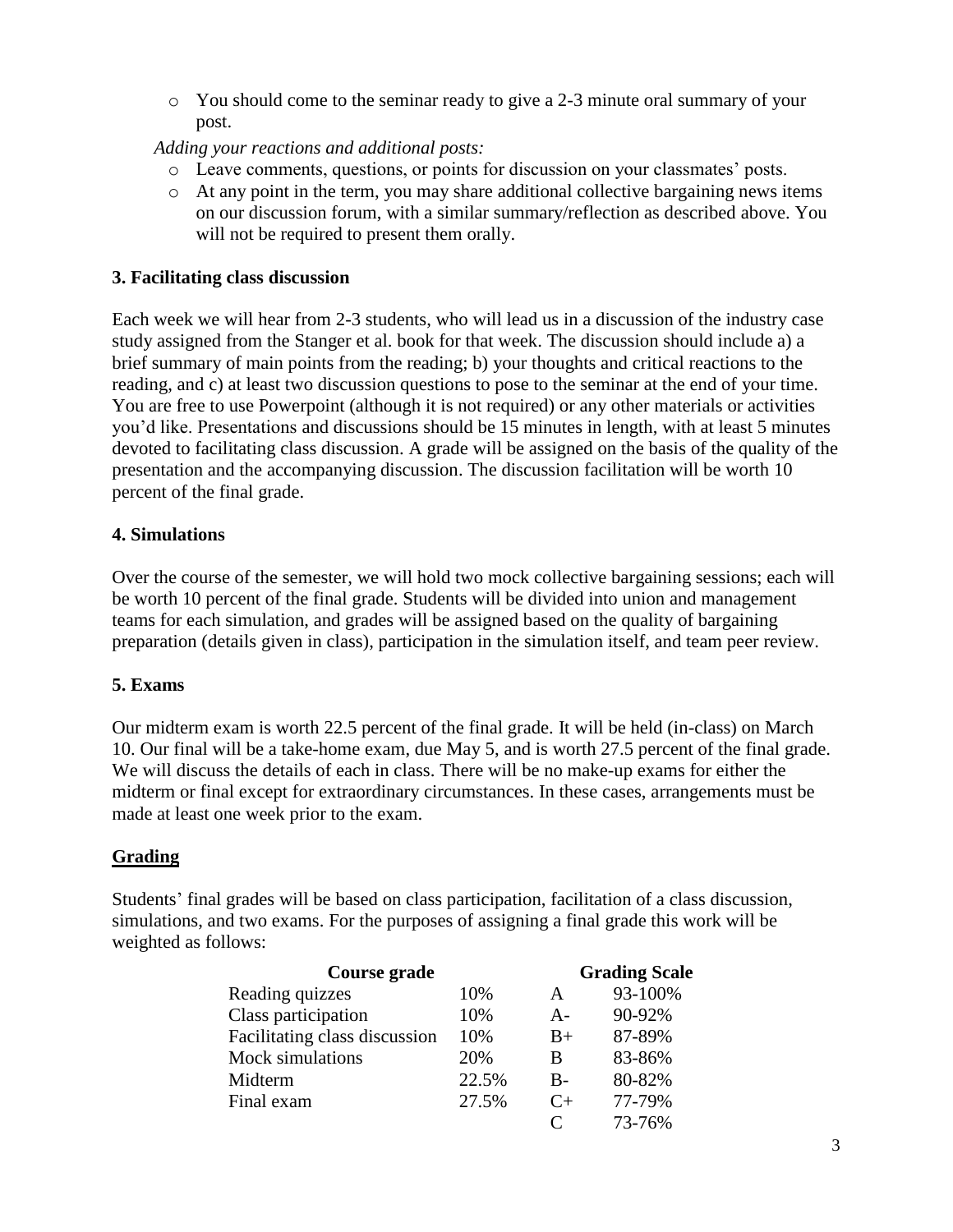- You should come to the seminar ready to give a 2-3 minute oral summary of your post.

*Adding your reactions and additional posts:*

- Leave comments, questions, or points for discussion on your classmates' posts.
- At any point in the term, you may share additional collective bargaining news items on our discussion forum, with a similar summary/reflection as described above. You will not be required to present them orally.

### 3. Facilitating class discussion

Each week we will hear from 2-3 students, who will lead us in a discussion of the industry case study assigned from the Stanger et al. book for that week. The discussion should include a) a brief summary of main points from the reading; b) your thoughts and critical reactions to the reading, and c) at least two discussion questions to pose to the seminar at the end of your time. You are free to use Powerpoint (although it is not required) or any other materials or activities you'd like. Presentations and discussions should be 15 minutes in length, with at least 5 minutes devoted to facilitating class discussion. A grade will be assigned on the basis of the quality of the presentation and the accompanying discussion. The discussion facilitation will be worth 10 percent of the final grade.

### 4. Simulations

Over the course of the semester, we will hold two mock collective bargaining sessions; each will be worth 10 percent of the final grade. Students will be divided into union and management teams for each simulation, and grades will be assigned based on the quality of bargaining preparation (details given in class), participation in the simulation itself, and team peer review.

### 5. Exams

Our midterm exam is worth 22.5 percent of the final grade. It will be held (in-class) on March 10. Our final will be a take-home exam, due May 5, and is worth 27.5 percent of the final grade. We will discuss the details of each in class. There will be no make-up exams for either the midterm or final except for extraordinary circumstances. In these cases, arrangements must be made at least one week prior to the exam.

## Grading

Students' final grades will be based on class participation, facilitation of a class discussion, simulations, and two exams. For the purposes of assigning a final grade this work will be weighted as follows:

| Course grade | | Grading Scale | |
|---|---|---|---|
| Reading quizzes | 10% | A | 93-100% |
| Class participation | 10% | A- | 90-92% |
| Facilitating class discussion | 10% | B+ | 87-89% |
| Mock simulations | 20% | B | 83-86% |
| Midterm | 22.5% | B- | 80-82% |
| Final exam | 27.5% | C+ | 77-79% |
| | | C | 73-76% |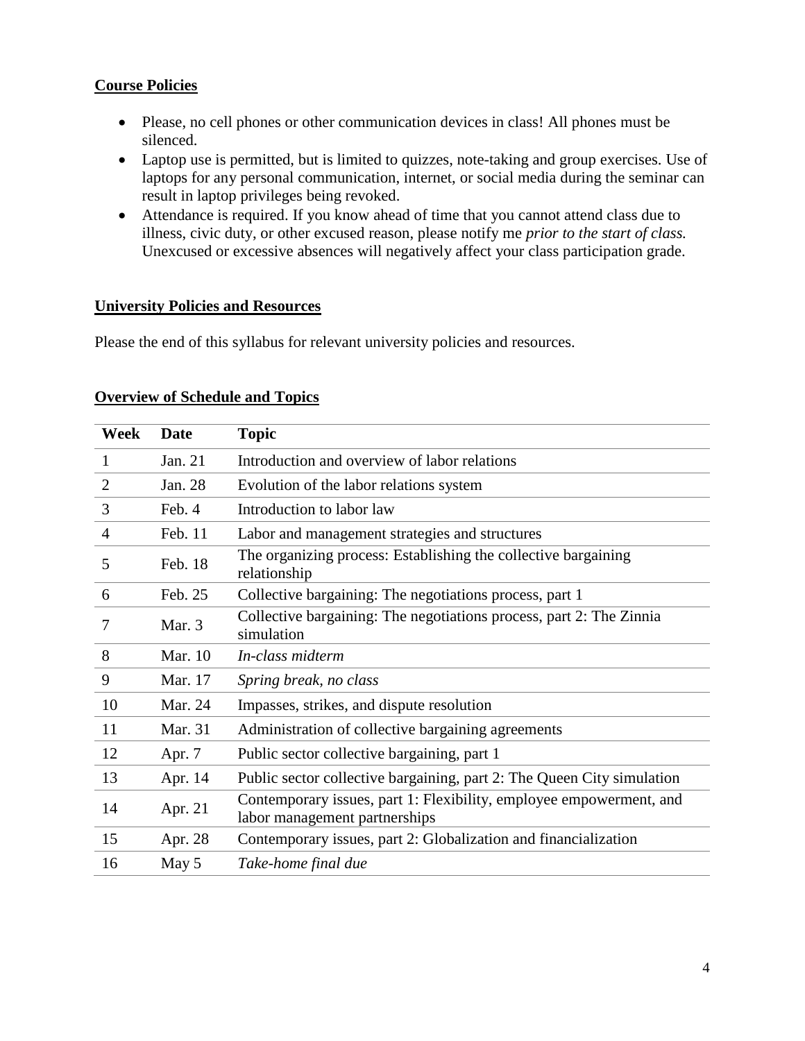**Course Policies**

- Please, no cell phones or other communication devices in class! All phones must be silenced.
- Laptop use is permitted, but is limited to quizzes, note-taking and group exercises. Use of laptops for any personal communication, internet, or social media during the seminar can result in laptop privileges being revoked.
- Attendance is required. If you know ahead of time that you cannot attend class due to illness, civic duty, or other excused reason, please notify me *prior to the start of class.* Unexcused or excessive absences will negatively affect your class participation grade.

**University Policies and Resources**

Please the end of this syllabus for relevant university policies and resources.

**Overview of Schedule and Topics**

| Week | Date | Topic |
|---|---|---|
| 1 | Jan. 21 | Introduction and overview of labor relations |
| 2 | Jan. 28 | Evolution of the labor relations system |
| 3 | Feb. 4 | Introduction to labor law |
| 4 | Feb. 11 | Labor and management strategies and structures |
| 5 | Feb. 18 | The organizing process: Establishing the collective bargaining relationship |
| 6 | Feb. 25 | Collective bargaining: The negotiations process, part 1 |
| 7 | Mar. 3 | Collective bargaining: The negotiations process, part 2: The Zinnia simulation |
| 8 | Mar. 10 | *In-class midterm* |
| 9 | Mar. 17 | *Spring break, no class* |
| 10 | Mar. 24 | Impasses, strikes, and dispute resolution |
| 11 | Mar. 31 | Administration of collective bargaining agreements |
| 12 | Apr. 7 | Public sector collective bargaining, part 1 |
| 13 | Apr. 14 | Public sector collective bargaining, part 2: The Queen City simulation |
| 14 | Apr. 21 | Contemporary issues, part 1: Flexibility, employee empowerment, and labor management partnerships |
| 15 | Apr. 28 | Contemporary issues, part 2: Globalization and financialization |
| 16 | May 5 | *Take-home final due* |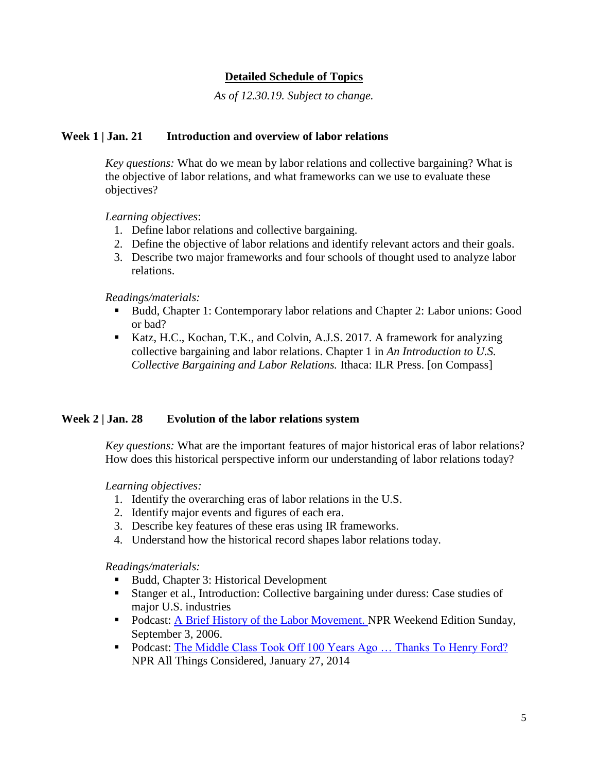## Detailed Schedule of Topics

*As of 12.30.19. Subject to change.*

### Week 1 | Jan. 21 Introduction and overview of labor relations

*Key questions:* What do we mean by labor relations and collective bargaining? What is the objective of labor relations, and what frameworks can we use to evaluate these objectives?

*Learning objectives*:

1. Define labor relations and collective bargaining.
2. Define the objective of labor relations and identify relevant actors and their goals.
3. Describe two major frameworks and four schools of thought used to analyze labor relations.

*Readings/materials:*

- Budd, Chapter 1: Contemporary labor relations and Chapter 2: Labor unions: Good or bad?
- Katz, H.C., Kochan, T.K., and Colvin, A.J.S. 2017. A framework for analyzing collective bargaining and labor relations. Chapter 1 in *An Introduction to U.S. Collective Bargaining and Labor Relations.* Ithaca: ILR Press. [on Compass]

### Week 2 | Jan. 28 Evolution of the labor relations system

*Key questions:* What are the important features of major historical eras of labor relations? How does this historical perspective inform our understanding of labor relations today?

*Learning objectives:*

1. Identify the overarching eras of labor relations in the U.S.
2. Identify major events and figures of each era.
3. Describe key features of these eras using IR frameworks.
4. Understand how the historical record shapes labor relations today.

*Readings/materials:*

- Budd, Chapter 3: Historical Development
- Stanger et al., Introduction: Collective bargaining under duress: Case studies of major U.S. industries
- Podcast: A Brief History of the Labor Movement. NPR Weekend Edition Sunday, September 3, 2006.
- Podcast: The Middle Class Took Off 100 Years Ago … Thanks To Henry Ford? NPR All Things Considered, January 27, 2014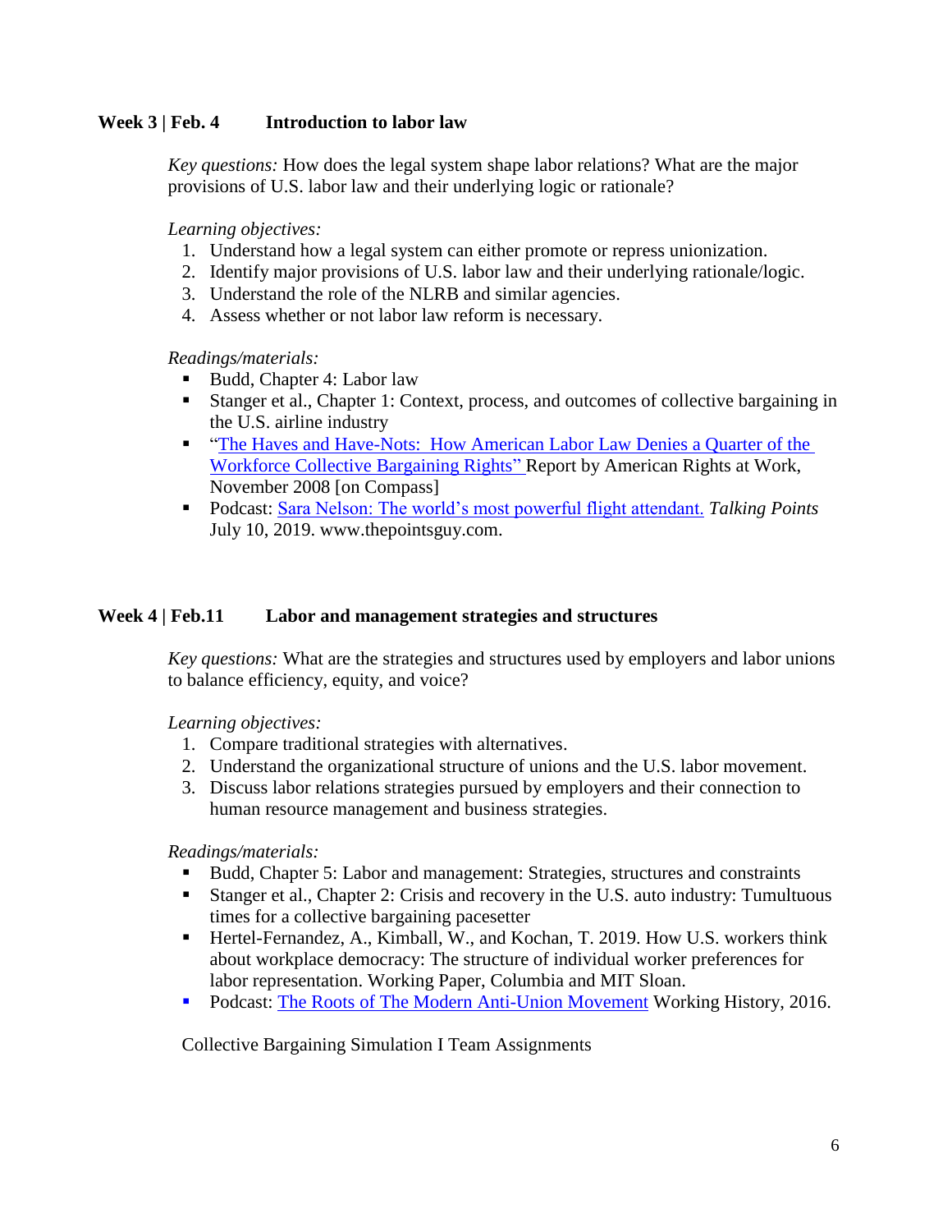**Week 3 | Feb. 4 Introduction to labor law**

*Key questions:* How does the legal system shape labor relations? What are the major provisions of U.S. labor law and their underlying logic or rationale?

*Learning objectives:*

1. Understand how a legal system can either promote or repress unionization.
2. Identify major provisions of U.S. labor law and their underlying rationale/logic.
3. Understand the role of the NLRB and similar agencies.
4. Assess whether or not labor law reform is necessary.

*Readings/materials:*

- Budd, Chapter 4: Labor law
- Stanger et al., Chapter 1: Context, process, and outcomes of collective bargaining in the U.S. airline industry
- "The Haves and Have-Nots: How American Labor Law Denies a Quarter of the Workforce Collective Bargaining Rights" Report by American Rights at Work, November 2008 [on Compass]
- Podcast: Sara Nelson: The world's most powerful flight attendant. *Talking Points* July 10, 2019. www.thepointsguy.com.

**Week 4 | Feb.11 Labor and management strategies and structures**

*Key questions:* What are the strategies and structures used by employers and labor unions to balance efficiency, equity, and voice?

*Learning objectives:*

1. Compare traditional strategies with alternatives.
2. Understand the organizational structure of unions and the U.S. labor movement.
3. Discuss labor relations strategies pursued by employers and their connection to human resource management and business strategies.

*Readings/materials:*

- Budd, Chapter 5: Labor and management: Strategies, structures and constraints
- Stanger et al., Chapter 2: Crisis and recovery in the U.S. auto industry: Tumultuous times for a collective bargaining pacesetter
- Hertel-Fernandez, A., Kimball, W., and Kochan, T. 2019. How U.S. workers think about workplace democracy: The structure of individual worker preferences for labor representation. Working Paper, Columbia and MIT Sloan.
- Podcast: The Roots of The Modern Anti-Union Movement Working History, 2016.

Collective Bargaining Simulation I Team Assignments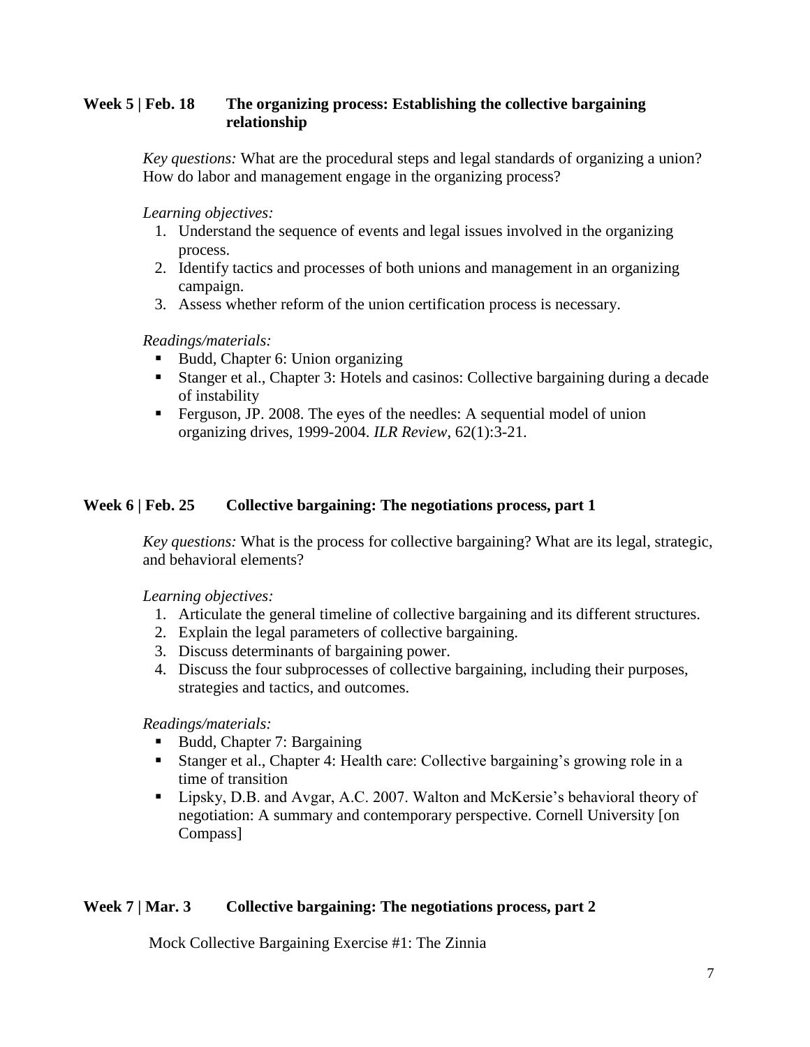### Week 5 | Feb. 18 The organizing process: Establishing the collective bargaining relationship

*Key questions:* What are the procedural steps and legal standards of organizing a union? How do labor and management engage in the organizing process?

*Learning objectives:*

1. Understand the sequence of events and legal issues involved in the organizing process.
2. Identify tactics and processes of both unions and management in an organizing campaign.
3. Assess whether reform of the union certification process is necessary.

*Readings/materials:*

- Budd, Chapter 6: Union organizing
- Stanger et al., Chapter 3: Hotels and casinos: Collective bargaining during a decade of instability
- Ferguson, JP. 2008. The eyes of the needles: A sequential model of union organizing drives, 1999-2004. *ILR Review*, 62(1):3-21.

### Week 6 | Feb. 25 Collective bargaining: The negotiations process, part 1

*Key questions:* What is the process for collective bargaining? What are its legal, strategic, and behavioral elements?

*Learning objectives:*

1. Articulate the general timeline of collective bargaining and its different structures.
2. Explain the legal parameters of collective bargaining.
3. Discuss determinants of bargaining power.
4. Discuss the four subprocesses of collective bargaining, including their purposes, strategies and tactics, and outcomes.

*Readings/materials:*

- Budd, Chapter 7: Bargaining
- Stanger et al., Chapter 4: Health care: Collective bargaining's growing role in a time of transition
- Lipsky, D.B. and Avgar, A.C. 2007. Walton and McKersie's behavioral theory of negotiation: A summary and contemporary perspective. Cornell University [on Compass]

### Week 7 | Mar. 3 Collective bargaining: The negotiations process, part 2

Mock Collective Bargaining Exercise #1: The Zinnia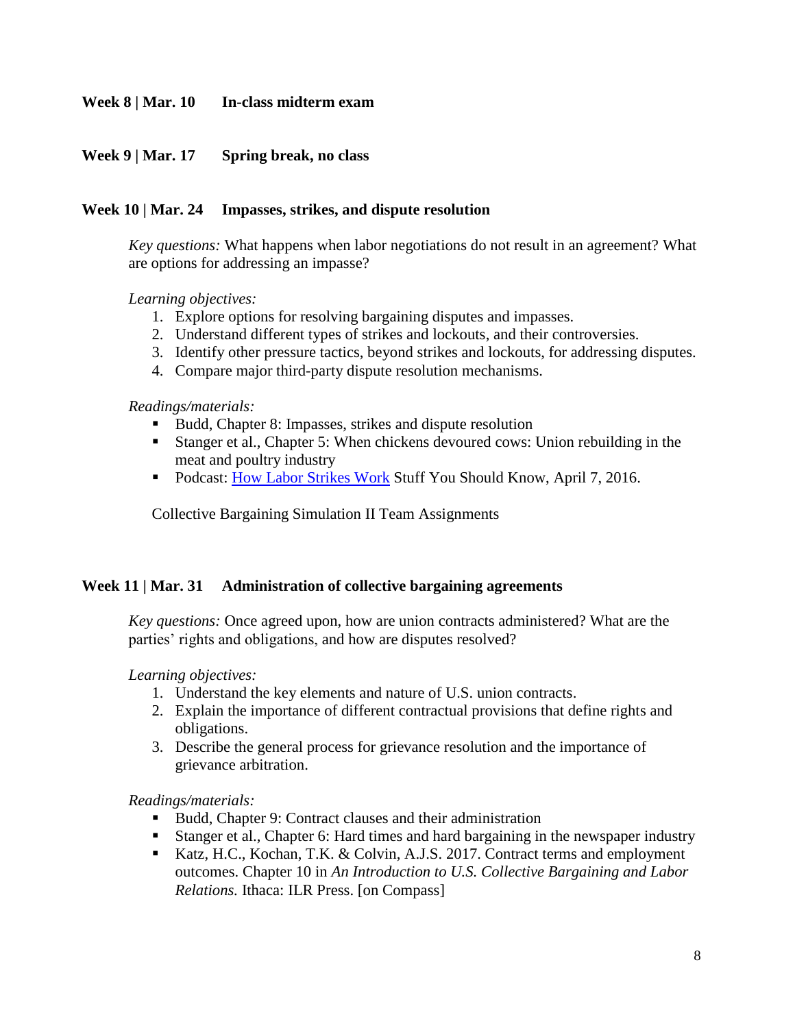**Week 8 | Mar. 10 In-class midterm exam**

**Week 9 | Mar. 17 Spring break, no class**

**Week 10 | Mar. 24 Impasses, strikes, and dispute resolution**

*Key questions:* What happens when labor negotiations do not result in an agreement? What are options for addressing an impasse?

*Learning objectives:*

1. Explore options for resolving bargaining disputes and impasses.
2. Understand different types of strikes and lockouts, and their controversies.
3. Identify other pressure tactics, beyond strikes and lockouts, for addressing disputes.
4. Compare major third-party dispute resolution mechanisms.

*Readings/materials:*

- Budd, Chapter 8: Impasses, strikes and dispute resolution
- Stanger et al., Chapter 5: When chickens devoured cows: Union rebuilding in the meat and poultry industry
- Podcast: How Labor Strikes Work Stuff You Should Know, April 7, 2016.

Collective Bargaining Simulation II Team Assignments

**Week 11 | Mar. 31 Administration of collective bargaining agreements**

*Key questions:* Once agreed upon, how are union contracts administered? What are the parties' rights and obligations, and how are disputes resolved?

*Learning objectives:*

1. Understand the key elements and nature of U.S. union contracts.
2. Explain the importance of different contractual provisions that define rights and obligations.
3. Describe the general process for grievance resolution and the importance of grievance arbitration.

*Readings/materials:*

- Budd, Chapter 9: Contract clauses and their administration
- Stanger et al., Chapter 6: Hard times and hard bargaining in the newspaper industry
- Katz, H.C., Kochan, T.K. & Colvin, A.J.S. 2017. Contract terms and employment outcomes. Chapter 10 in *An Introduction to U.S. Collective Bargaining and Labor Relations.* Ithaca: ILR Press. [on Compass]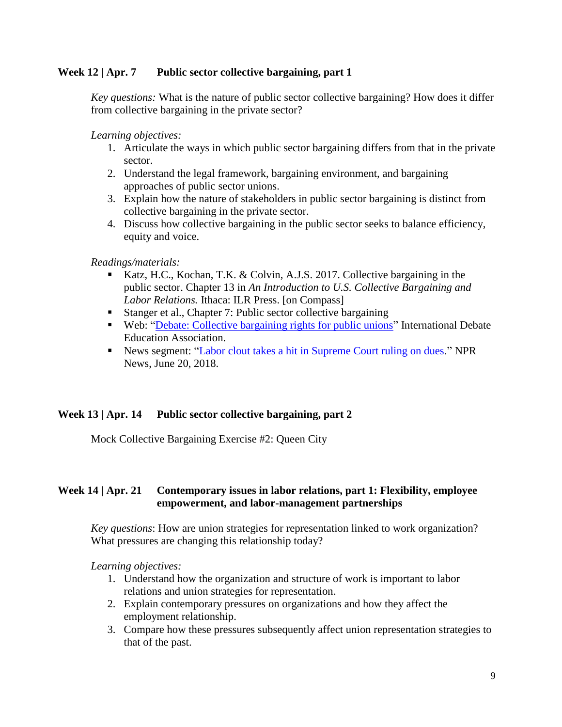### Week 12 | Apr. 7 Public sector collective bargaining, part 1

*Key questions:* What is the nature of public sector collective bargaining? How does it differ from collective bargaining in the private sector?

*Learning objectives:*

1. Articulate the ways in which public sector bargaining differs from that in the private sector.
2. Understand the legal framework, bargaining environment, and bargaining approaches of public sector unions.
3. Explain how the nature of stakeholders in public sector bargaining is distinct from collective bargaining in the private sector.
4. Discuss how collective bargaining in the public sector seeks to balance efficiency, equity and voice.

*Readings/materials:*

- Katz, H.C., Kochan, T.K. & Colvin, A.J.S. 2017. Collective bargaining in the public sector. Chapter 13 in *An Introduction to U.S. Collective Bargaining and Labor Relations.* Ithaca: ILR Press. [on Compass]
- Stanger et al., Chapter 7: Public sector collective bargaining
- Web: "Debate: Collective bargaining rights for public unions" International Debate Education Association.
- News segment: "Labor clout takes a hit in Supreme Court ruling on dues." NPR News, June 20, 2018.

### Week 13 | Apr. 14 Public sector collective bargaining, part 2

Mock Collective Bargaining Exercise #2: Queen City

### Week 14 | Apr. 21 Contemporary issues in labor relations, part 1: Flexibility, employee empowerment, and labor-management partnerships

*Key questions*: How are union strategies for representation linked to work organization? What pressures are changing this relationship today?

*Learning objectives:*

1. Understand how the organization and structure of work is important to labor relations and union strategies for representation.
2. Explain contemporary pressures on organizations and how they affect the employment relationship.
3. Compare how these pressures subsequently affect union representation strategies to that of the past.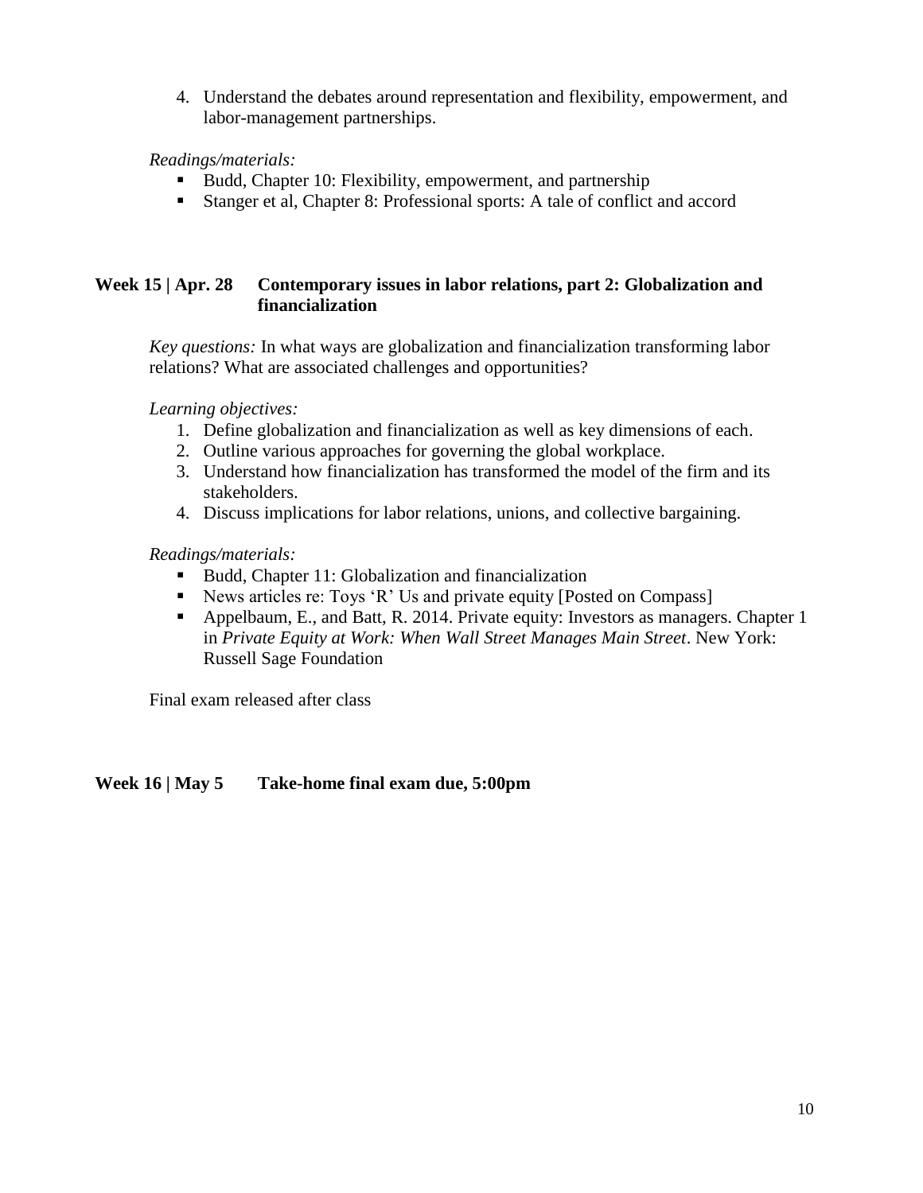4. Understand the debates around representation and flexibility, empowerment, and labor-management partnerships.

*Readings/materials:*

- Budd, Chapter 10: Flexibility, empowerment, and partnership
- Stanger et al, Chapter 8: Professional sports: A tale of conflict and accord

**Week 15 | Apr. 28 Contemporary issues in labor relations, part 2: Globalization and financialization**

*Key questions:* In what ways are globalization and financialization transforming labor relations? What are associated challenges and opportunities?

*Learning objectives:*

1. Define globalization and financialization as well as key dimensions of each.
2. Outline various approaches for governing the global workplace.
3. Understand how financialization has transformed the model of the firm and its stakeholders.
4. Discuss implications for labor relations, unions, and collective bargaining.

*Readings/materials:*

- Budd, Chapter 11: Globalization and financialization
- News articles re: Toys 'R' Us and private equity [Posted on Compass]
- Appelbaum, E., and Batt, R. 2014. Private equity: Investors as managers. Chapter 1 in *Private Equity at Work: When Wall Street Manages Main Street*. New York: Russell Sage Foundation

Final exam released after class

**Week 16 | May 5 Take-home final exam due, 5:00pm**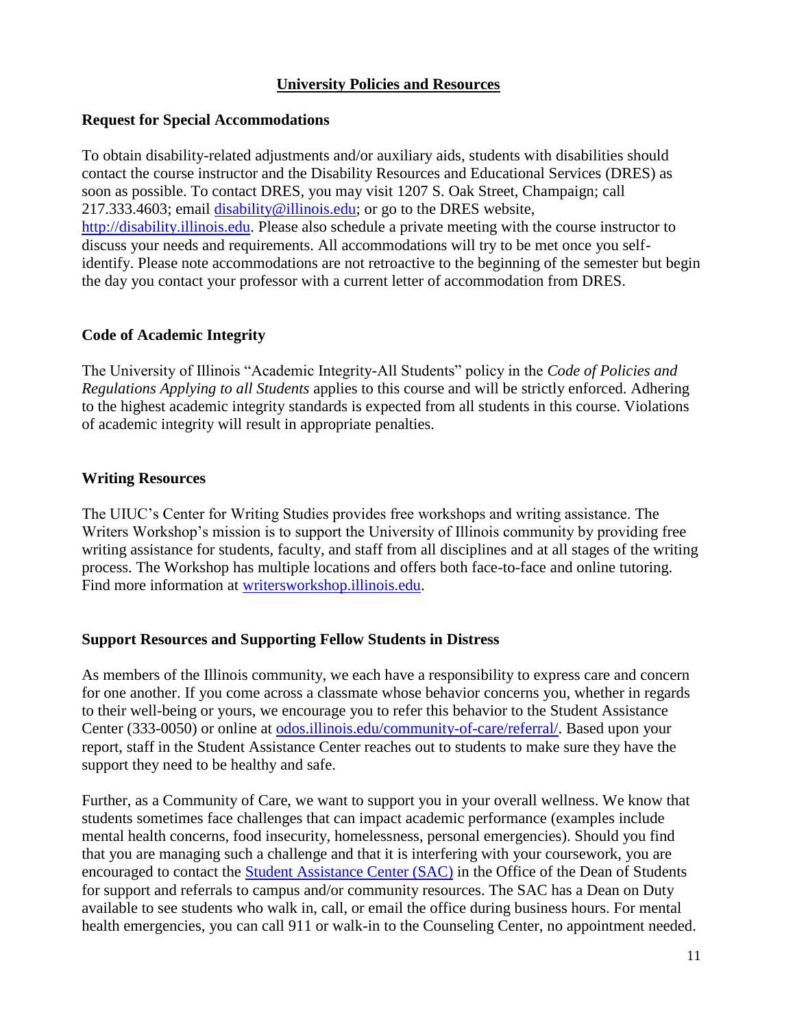## University Policies and Resources

### Request for Special Accommodations

To obtain disability-related adjustments and/or auxiliary aids, students with disabilities should contact the course instructor and the Disability Resources and Educational Services (DRES) as soon as possible. To contact DRES, you may visit 1207 S. Oak Street, Champaign; call 217.333.4603; email [disability@illinois.edu](mailto:disability@illinois.edu); or go to the DRES website, [http://disability.illinois.edu](http://disability.illinois.edu). Please also schedule a private meeting with the course instructor to discuss your needs and requirements. All accommodations will try to be met once you self-identify. Please note accommodations are not retroactive to the beginning of the semester but begin the day you contact your professor with a current letter of accommodation from DRES.

### Code of Academic Integrity

The University of Illinois "Academic Integrity-All Students" policy in the *Code of Policies and Regulations Applying to all Students* applies to this course and will be strictly enforced. Adhering to the highest academic integrity standards is expected from all students in this course. Violations of academic integrity will result in appropriate penalties.

### Writing Resources

The UIUC's Center for Writing Studies provides free workshops and writing assistance. The Writers Workshop's mission is to support the University of Illinois community by providing free writing assistance for students, faculty, and staff from all disciplines and at all stages of the writing process. The Workshop has multiple locations and offers both face-to-face and online tutoring. Find more information at [writersworkshop.illinois.edu](http://writersworkshop.illinois.edu).

### Support Resources and Supporting Fellow Students in Distress

As members of the Illinois community, we each have a responsibility to express care and concern for one another. If you come across a classmate whose behavior concerns you, whether in regards to their well-being or yours, we encourage you to refer this behavior to the Student Assistance Center (333-0050) or online at [odos.illinois.edu/community-of-care/referral/](http://odos.illinois.edu/community-of-care/referral/). Based upon your report, staff in the Student Assistance Center reaches out to students to make sure they have the support they need to be healthy and safe.

Further, as a Community of Care, we want to support you in your overall wellness. We know that students sometimes face challenges that can impact academic performance (examples include mental health concerns, food insecurity, homelessness, personal emergencies). Should you find that you are managing such a challenge and that it is interfering with your coursework, you are encouraged to contact the Student Assistance Center (SAC) in the Office of the Dean of Students for support and referrals to campus and/or community resources. The SAC has a Dean on Duty available to see students who walk in, call, or email the office during business hours. For mental health emergencies, you can call 911 or walk-in to the Counseling Center, no appointment needed.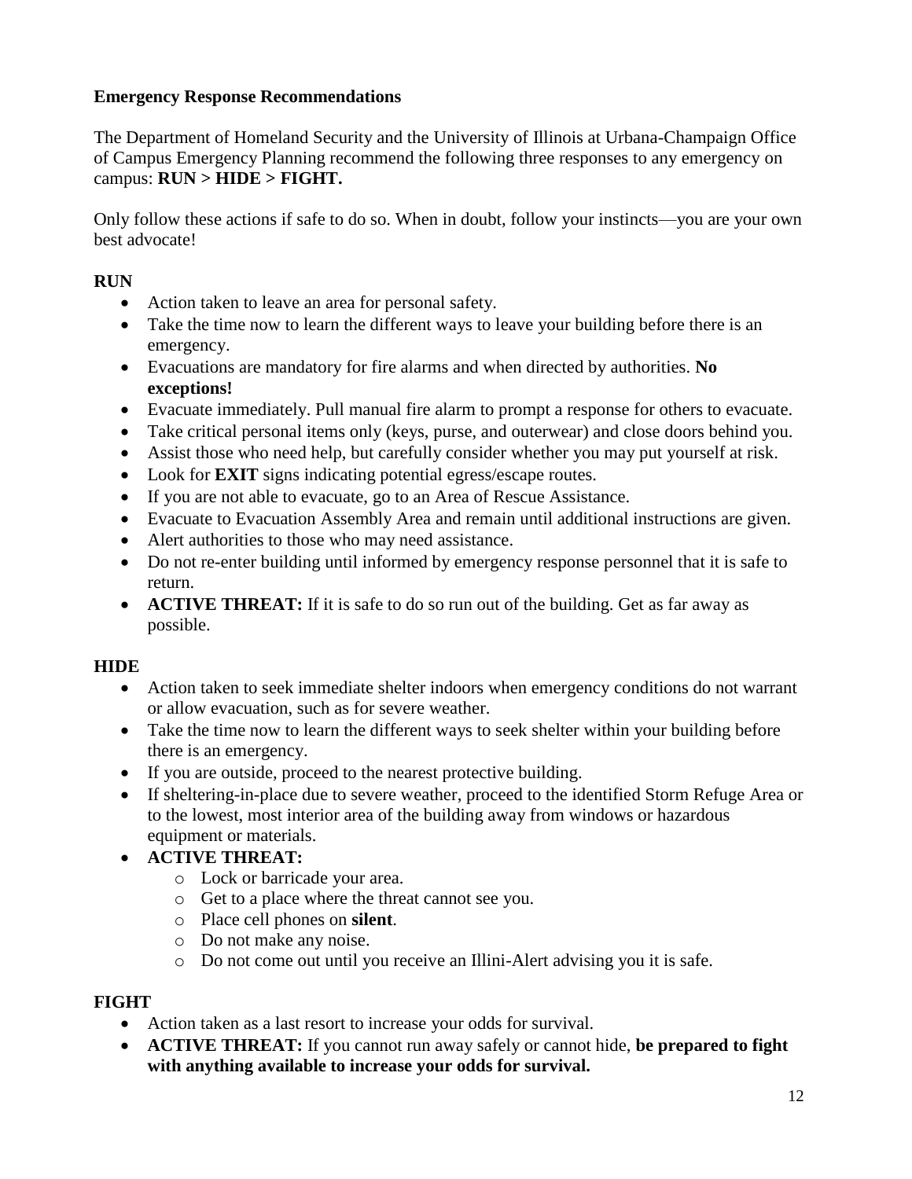**Emergency Response Recommendations**

The Department of Homeland Security and the University of Illinois at Urbana-Champaign Office of Campus Emergency Planning recommend the following three responses to any emergency on campus: **RUN > HIDE > FIGHT.**

Only follow these actions if safe to do so. When in doubt, follow your instincts—you are your own best advocate!

**RUN**

- Action taken to leave an area for personal safety.
- Take the time now to learn the different ways to leave your building before there is an emergency.
- Evacuations are mandatory for fire alarms and when directed by authorities. **No exceptions!**
- Evacuate immediately. Pull manual fire alarm to prompt a response for others to evacuate.
- Take critical personal items only (keys, purse, and outerwear) and close doors behind you.
- Assist those who need help, but carefully consider whether you may put yourself at risk.
- Look for **EXIT** signs indicating potential egress/escape routes.
- If you are not able to evacuate, go to an Area of Rescue Assistance.
- Evacuate to Evacuation Assembly Area and remain until additional instructions are given.
- Alert authorities to those who may need assistance.
- Do not re-enter building until informed by emergency response personnel that it is safe to return.
- **ACTIVE THREAT:** If it is safe to do so run out of the building. Get as far away as possible.

**HIDE**

- Action taken to seek immediate shelter indoors when emergency conditions do not warrant or allow evacuation, such as for severe weather.
- Take the time now to learn the different ways to seek shelter within your building before there is an emergency.
- If you are outside, proceed to the nearest protective building.
- If sheltering-in-place due to severe weather, proceed to the identified Storm Refuge Area or to the lowest, most interior area of the building away from windows or hazardous equipment or materials.
- **ACTIVE THREAT:**
  - Lock or barricade your area.
  - Get to a place where the threat cannot see you.
  - Place cell phones on **silent**.
  - Do not make any noise.
  - Do not come out until you receive an Illini-Alert advising you it is safe.

**FIGHT**

- Action taken as a last resort to increase your odds for survival.
- **ACTIVE THREAT:** If you cannot run away safely or cannot hide, **be prepared to fight with anything available to increase your odds for survival.**